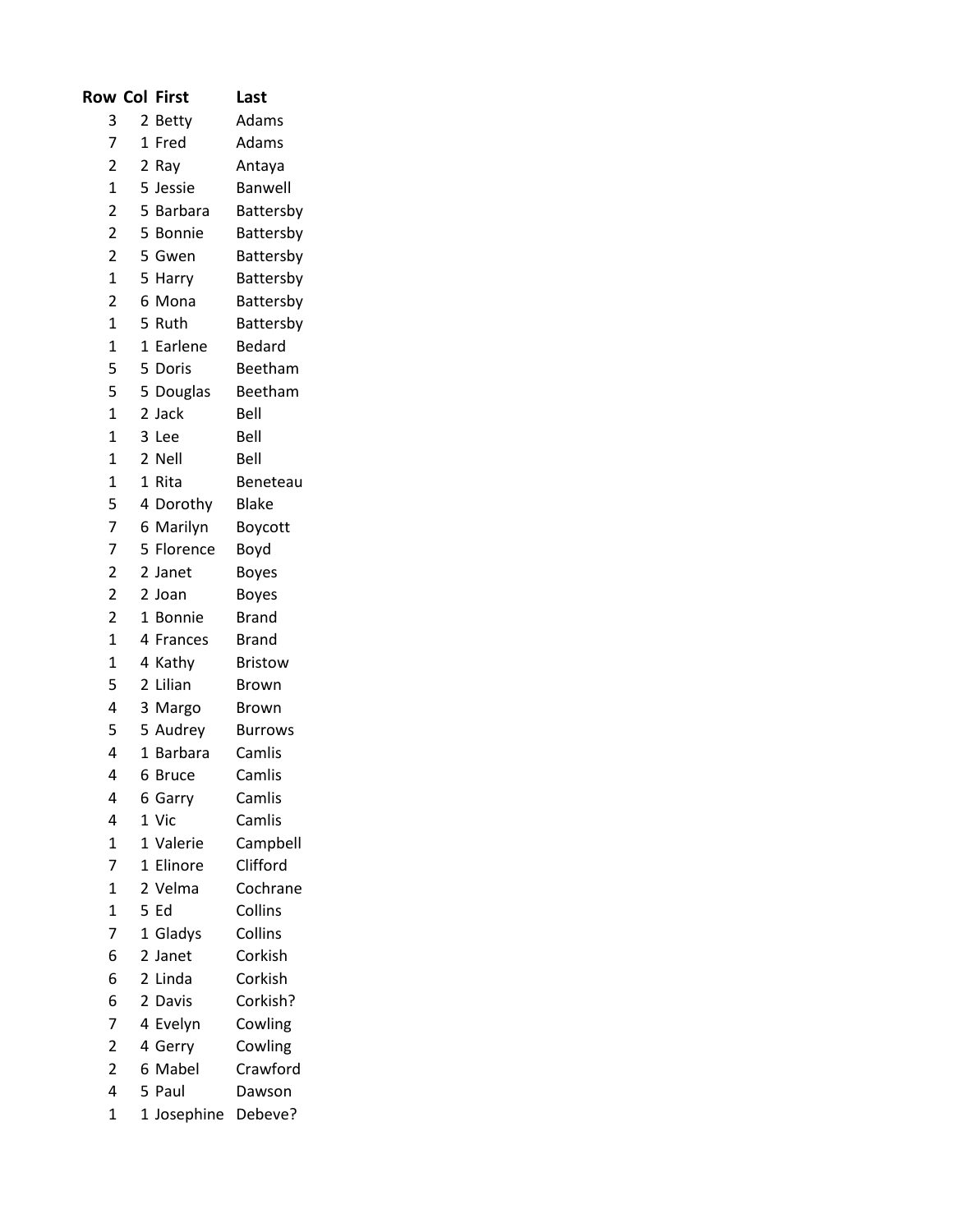| Row | Col | First | Last |
|---|---|---|---|
| 3 | 2 | Betty | Adams |
| 7 | 1 | Fred | Adams |
| 2 | 2 | Ray | Antaya |
| 1 | 5 | Jessie | Banwell |
| 2 | 5 | Barbara | Battersby |
| 2 | 5 | Bonnie | Battersby |
| 2 | 5 | Gwen | Battersby |
| 1 | 5 | Harry | Battersby |
| 2 | 6 | Mona | Battersby |
| 1 | 5 | Ruth | Battersby |
| 1 | 1 | Earlene | Bedard |
| 5 | 5 | Doris | Beetham |
| 5 | 5 | Douglas | Beetham |
| 1 | 2 | Jack | Bell |
| 1 | 3 | Lee | Bell |
| 1 | 2 | Nell | Bell |
| 1 | 1 | Rita | Beneteau |
| 5 | 4 | Dorothy | Blake |
| 7 | 6 | Marilyn | Boycott |
| 7 | 5 | Florence | Boyd |
| 2 | 2 | Janet | Boyes |
| 2 | 2 | Joan | Boyes |
| 2 | 1 | Bonnie | Brand |
| 1 | 4 | Frances | Brand |
| 1 | 4 | Kathy | Bristow |
| 5 | 2 | Lilian | Brown |
| 4 | 3 | Margo | Brown |
| 5 | 5 | Audrey | Burrows |
| 4 | 1 | Barbara | Camlis |
| 4 | 6 | Bruce | Camlis |
| 4 | 6 | Garry | Camlis |
| 4 | 1 | Vic | Camlis |
| 1 | 1 | Valerie | Campbell |
| 7 | 1 | Elinore | Clifford |
| 1 | 2 | Velma | Cochrane |
| 1 | 5 | Ed | Collins |
| 7 | 1 | Gladys | Collins |
| 6 | 2 | Janet | Corkish |
| 6 | 2 | Linda | Corkish |
| 6 | 2 | Davis | Corkish? |
| 7 | 4 | Evelyn | Cowling |
| 2 | 4 | Gerry | Cowling |
| 2 | 6 | Mabel | Crawford |
| 4 | 5 | Paul | Dawson |
| 1 | 1 | Josephine | Debeve? |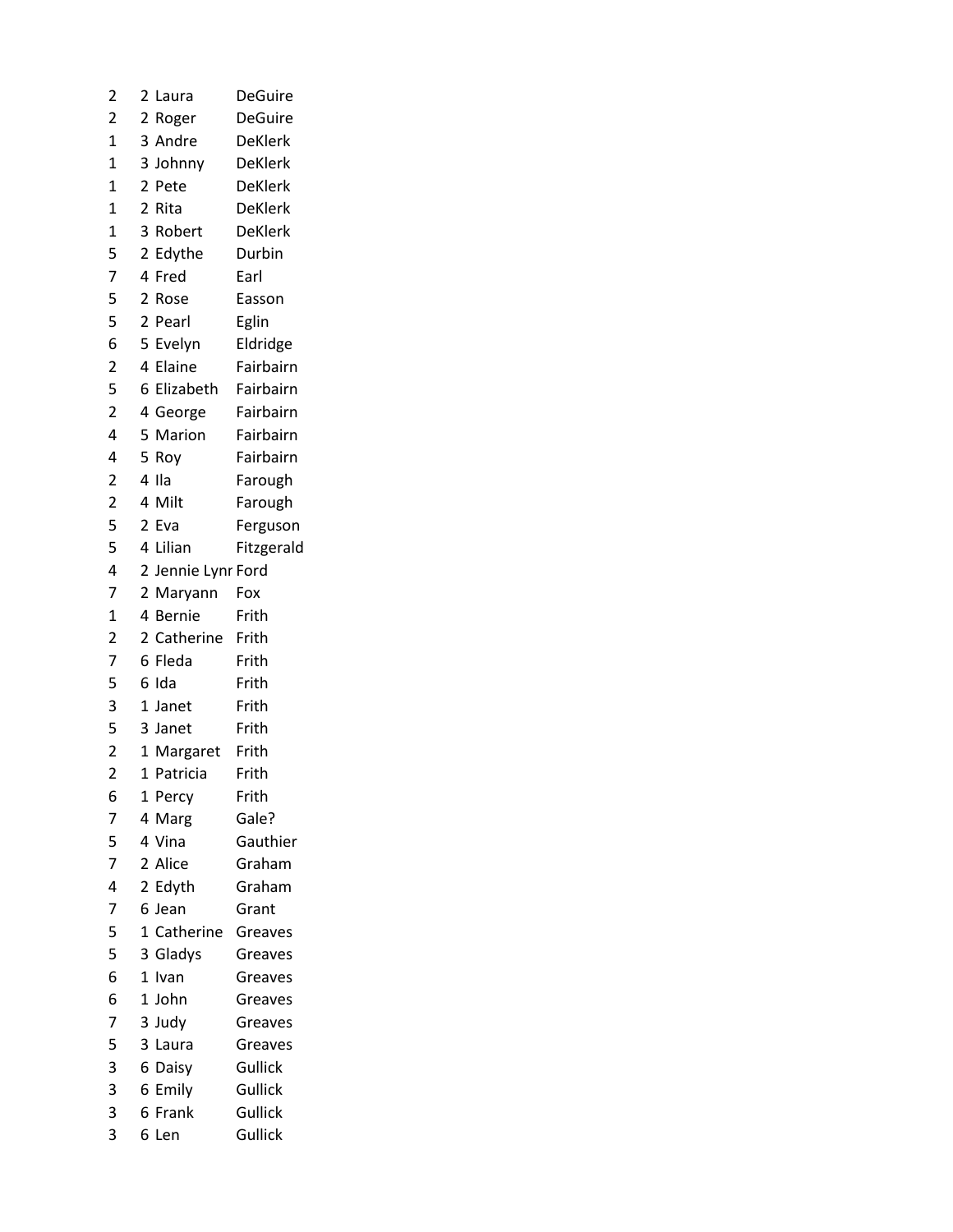| | | | |
|---|---|---|---|
| 2 | 2 | Laura | DeGuire |
| 2 | 2 | Roger | DeGuire |
| 1 | 3 | Andre | DeKlerk |
| 1 | 3 | Johnny | DeKlerk |
| 1 | 2 | Pete | DeKlerk |
| 1 | 2 | Rita | DeKlerk |
| 1 | 3 | Robert | DeKlerk |
| 5 | 2 | Edythe | Durbin |
| 7 | 4 | Fred | Earl |
| 5 | 2 | Rose | Easson |
| 5 | 2 | Pearl | Eglin |
| 6 | 5 | Evelyn | Eldridge |
| 2 | 4 | Elaine | Fairbairn |
| 5 | 6 | Elizabeth | Fairbairn |
| 2 | 4 | George | Fairbairn |
| 4 | 5 | Marion | Fairbairn |
| 4 | 5 | Roy | Fairbairn |
| 2 | 4 | Ila | Farough |
| 2 | 4 | Milt | Farough |
| 5 | 2 | Eva | Ferguson |
| 5 | 4 | Lilian | Fitzgerald |
| 4 | 2 | Jennie Lynr | Ford |
| 7 | 2 | Maryann | Fox |
| 1 | 4 | Bernie | Frith |
| 2 | 2 | Catherine | Frith |
| 7 | 6 | Fleda | Frith |
| 5 | 6 | Ida | Frith |
| 3 | 1 | Janet | Frith |
| 5 | 3 | Janet | Frith |
| 2 | 1 | Margaret | Frith |
| 2 | 1 | Patricia | Frith |
| 6 | 1 | Percy | Frith |
| 7 | 4 | Marg | Gale? |
| 5 | 4 | Vina | Gauthier |
| 7 | 2 | Alice | Graham |
| 4 | 2 | Edyth | Graham |
| 7 | 6 | Jean | Grant |
| 5 | 1 | Catherine | Greaves |
| 5 | 3 | Gladys | Greaves |
| 6 | 1 | Ivan | Greaves |
| 6 | 1 | John | Greaves |
| 7 | 3 | Judy | Greaves |
| 5 | 3 | Laura | Greaves |
| 3 | 6 | Daisy | Gullick |
| 3 | 6 | Emily | Gullick |
| 3 | 6 | Frank | Gullick |
| 3 | 6 | Len | Gullick |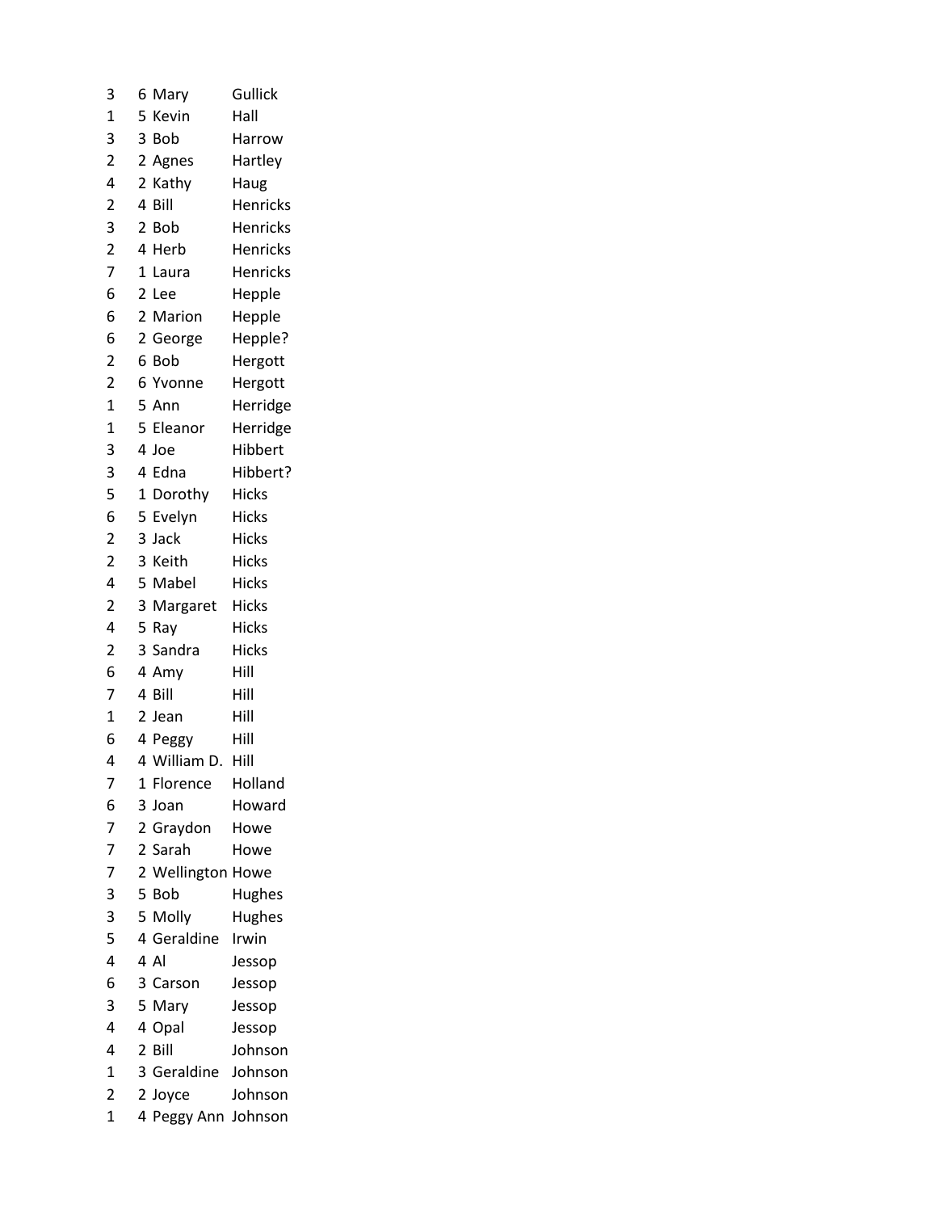| | | | |
|---|---|---|---|
| 3 | 6 | Mary | Gullick |
| 1 | 5 | Kevin | Hall |
| 3 | 3 | Bob | Harrow |
| 2 | 2 | Agnes | Hartley |
| 4 | 2 | Kathy | Haug |
| 2 | 4 | Bill | Henricks |
| 3 | 2 | Bob | Henricks |
| 2 | 4 | Herb | Henricks |
| 7 | 1 | Laura | Henricks |
| 6 | 2 | Lee | Hepple |
| 6 | 2 | Marion | Hepple |
| 6 | 2 | George | Hepple? |
| 2 | 6 | Bob | Hergott |
| 2 | 6 | Yvonne | Hergott |
| 1 | 5 | Ann | Herridge |
| 1 | 5 | Eleanor | Herridge |
| 3 | 4 | Joe | Hibbert |
| 3 | 4 | Edna | Hibbert? |
| 5 | 1 | Dorothy | Hicks |
| 6 | 5 | Evelyn | Hicks |
| 2 | 3 | Jack | Hicks |
| 2 | 3 | Keith | Hicks |
| 4 | 5 | Mabel | Hicks |
| 2 | 3 | Margaret | Hicks |
| 4 | 5 | Ray | Hicks |
| 2 | 3 | Sandra | Hicks |
| 6 | 4 | Amy | Hill |
| 7 | 4 | Bill | Hill |
| 1 | 2 | Jean | Hill |
| 6 | 4 | Peggy | Hill |
| 4 | 4 | William D. | Hill |
| 7 | 1 | Florence | Holland |
| 6 | 3 | Joan | Howard |
| 7 | 2 | Graydon | Howe |
| 7 | 2 | Sarah | Howe |
| 7 | 2 | Wellington | Howe |
| 3 | 5 | Bob | Hughes |
| 3 | 5 | Molly | Hughes |
| 5 | 4 | Geraldine | Irwin |
| 4 | 4 | Al | Jessop |
| 6 | 3 | Carson | Jessop |
| 3 | 5 | Mary | Jessop |
| 4 | 4 | Opal | Jessop |
| 4 | 2 | Bill | Johnson |
| 1 | 3 | Geraldine | Johnson |
| 2 | 2 | Joyce | Johnson |
| 1 | 4 | Peggy Ann | Johnson |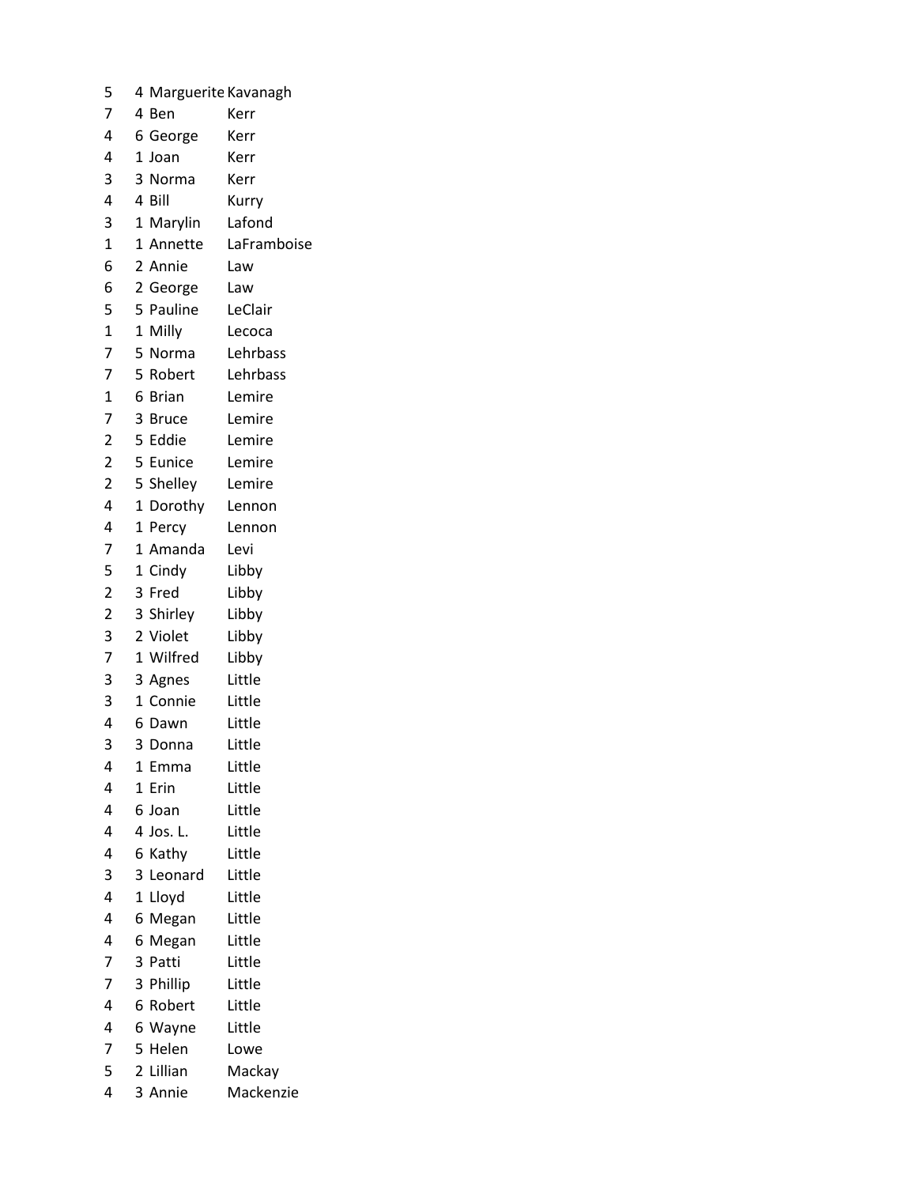| | | | |
|---|---|---|---|
| 5 | 4 | Marguerite | Kavanagh |
| 7 | 4 | Ben | Kerr |
| 4 | 6 | George | Kerr |
| 4 | 1 | Joan | Kerr |
| 3 | 3 | Norma | Kerr |
| 4 | 4 | Bill | Kurry |
| 3 | 1 | Marylin | Lafond |
| 1 | 1 | Annette | LaFramboise |
| 6 | 2 | Annie | Law |
| 6 | 2 | George | Law |
| 5 | 5 | Pauline | LeClair |
| 1 | 1 | Milly | Lecoca |
| 7 | 5 | Norma | Lehrbass |
| 7 | 5 | Robert | Lehrbass |
| 1 | 6 | Brian | Lemire |
| 7 | 3 | Bruce | Lemire |
| 2 | 5 | Eddie | Lemire |
| 2 | 5 | Eunice | Lemire |
| 2 | 5 | Shelley | Lemire |
| 4 | 1 | Dorothy | Lennon |
| 4 | 1 | Percy | Lennon |
| 7 | 1 | Amanda | Levi |
| 5 | 1 | Cindy | Libby |
| 2 | 3 | Fred | Libby |
| 2 | 3 | Shirley | Libby |
| 3 | 2 | Violet | Libby |
| 7 | 1 | Wilfred | Libby |
| 3 | 3 | Agnes | Little |
| 3 | 1 | Connie | Little |
| 4 | 6 | Dawn | Little |
| 3 | 3 | Donna | Little |
| 4 | 1 | Emma | Little |
| 4 | 1 | Erin | Little |
| 4 | 6 | Joan | Little |
| 4 | 4 | Jos. L. | Little |
| 4 | 6 | Kathy | Little |
| 3 | 3 | Leonard | Little |
| 4 | 1 | Lloyd | Little |
| 4 | 6 | Megan | Little |
| 4 | 6 | Megan | Little |
| 7 | 3 | Patti | Little |
| 7 | 3 | Phillip | Little |
| 4 | 6 | Robert | Little |
| 4 | 6 | Wayne | Little |
| 7 | 5 | Helen | Lowe |
| 5 | 2 | Lillian | Mackay |
| 4 | 3 | Annie | Mackenzie |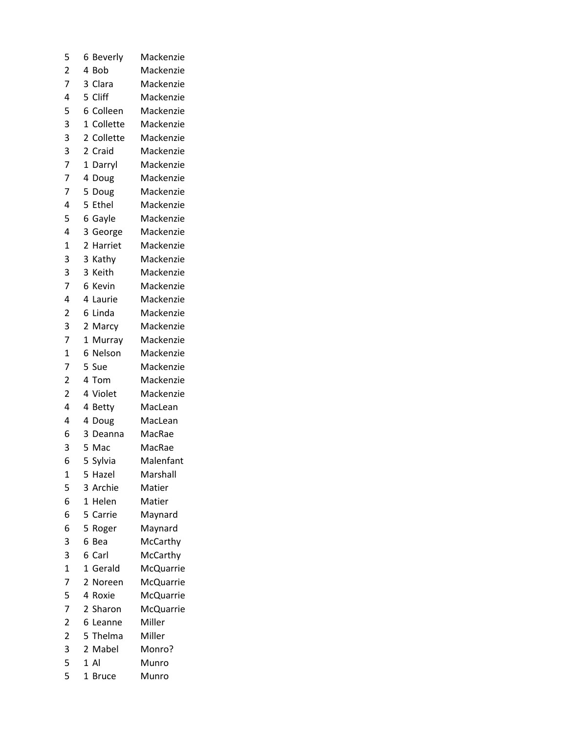| | | | |
|---|---|---|---|
| 5 | 6 | Beverly | Mackenzie |
| 2 | 4 | Bob | Mackenzie |
| 7 | 3 | Clara | Mackenzie |
| 4 | 5 | Cliff | Mackenzie |
| 5 | 6 | Colleen | Mackenzie |
| 3 | 1 | Collette | Mackenzie |
| 3 | 2 | Collette | Mackenzie |
| 3 | 2 | Craid | Mackenzie |
| 7 | 1 | Darryl | Mackenzie |
| 7 | 4 | Doug | Mackenzie |
| 7 | 5 | Doug | Mackenzie |
| 4 | 5 | Ethel | Mackenzie |
| 5 | 6 | Gayle | Mackenzie |
| 4 | 3 | George | Mackenzie |
| 1 | 2 | Harriet | Mackenzie |
| 3 | 3 | Kathy | Mackenzie |
| 3 | 3 | Keith | Mackenzie |
| 7 | 6 | Kevin | Mackenzie |
| 4 | 4 | Laurie | Mackenzie |
| 2 | 6 | Linda | Mackenzie |
| 3 | 2 | Marcy | Mackenzie |
| 7 | 1 | Murray | Mackenzie |
| 1 | 6 | Nelson | Mackenzie |
| 7 | 5 | Sue | Mackenzie |
| 2 | 4 | Tom | Mackenzie |
| 2 | 4 | Violet | Mackenzie |
| 4 | 4 | Betty | MacLean |
| 4 | 4 | Doug | MacLean |
| 6 | 3 | Deanna | MacRae |
| 3 | 5 | Mac | MacRae |
| 6 | 5 | Sylvia | Malenfant |
| 1 | 5 | Hazel | Marshall |
| 5 | 3 | Archie | Matier |
| 6 | 1 | Helen | Matier |
| 6 | 5 | Carrie | Maynard |
| 6 | 5 | Roger | Maynard |
| 3 | 6 | Bea | McCarthy |
| 3 | 6 | Carl | McCarthy |
| 1 | 1 | Gerald | McQuarrie |
| 7 | 2 | Noreen | McQuarrie |
| 5 | 4 | Roxie | McQuarrie |
| 7 | 2 | Sharon | McQuarrie |
| 2 | 6 | Leanne | Miller |
| 2 | 5 | Thelma | Miller |
| 3 | 2 | Mabel | Monro? |
| 5 | 1 | Al | Munro |
| 5 | 1 | Bruce | Munro |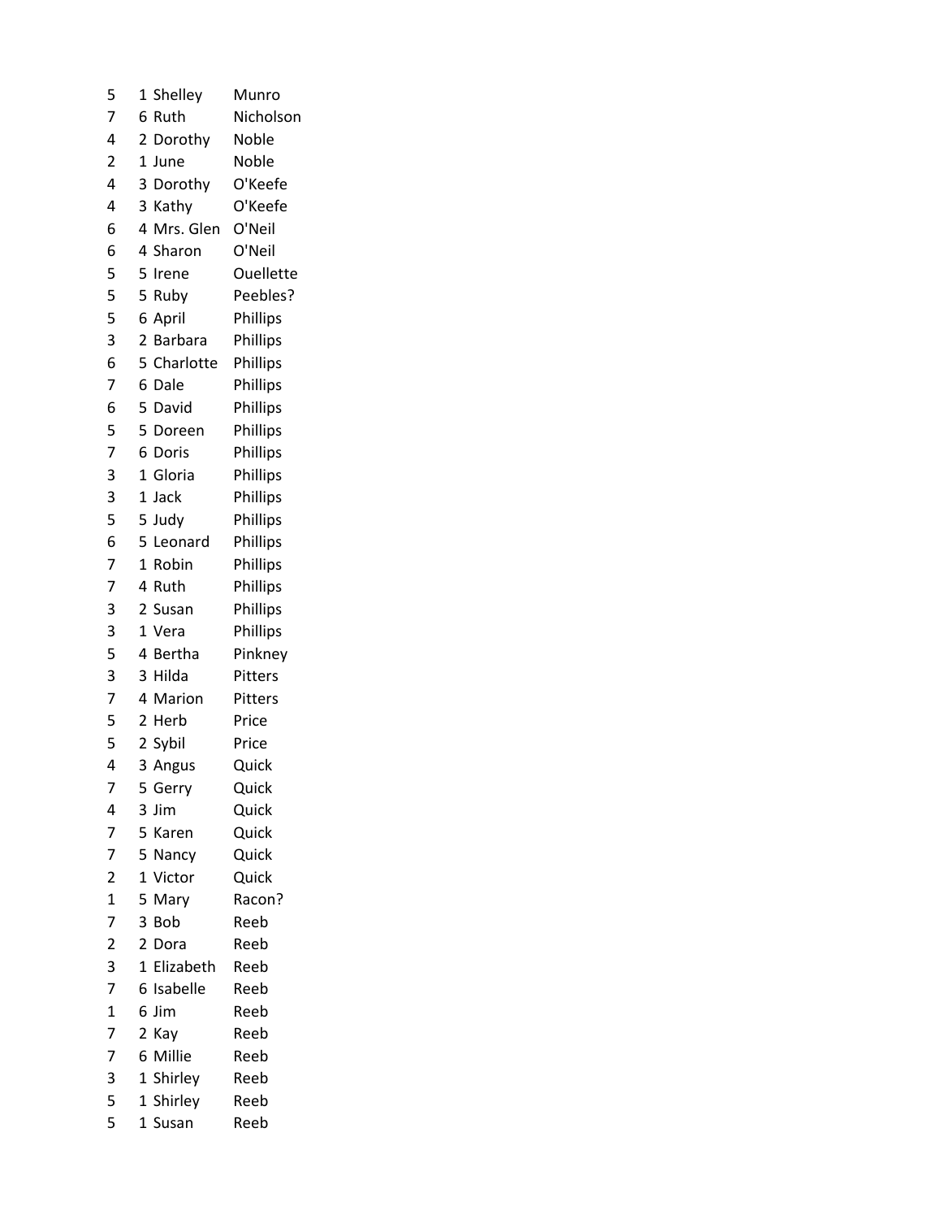| | | | |
|---|---|---|---|
| 5 | 1 | Shelley | Munro |
| 7 | 6 | Ruth | Nicholson |
| 4 | 2 | Dorothy | Noble |
| 2 | 1 | June | Noble |
| 4 | 3 | Dorothy | O'Keefe |
| 4 | 3 | Kathy | O'Keefe |
| 6 | 4 | Mrs. Glen | O'Neil |
| 6 | 4 | Sharon | O'Neil |
| 5 | 5 | Irene | Ouellette |
| 5 | 5 | Ruby | Peebles? |
| 5 | 6 | April | Phillips |
| 3 | 2 | Barbara | Phillips |
| 6 | 5 | Charlotte | Phillips |
| 7 | 6 | Dale | Phillips |
| 6 | 5 | David | Phillips |
| 5 | 5 | Doreen | Phillips |
| 7 | 6 | Doris | Phillips |
| 3 | 1 | Gloria | Phillips |
| 3 | 1 | Jack | Phillips |
| 5 | 5 | Judy | Phillips |
| 6 | 5 | Leonard | Phillips |
| 7 | 1 | Robin | Phillips |
| 7 | 4 | Ruth | Phillips |
| 3 | 2 | Susan | Phillips |
| 3 | 1 | Vera | Phillips |
| 5 | 4 | Bertha | Pinkney |
| 3 | 3 | Hilda | Pitters |
| 7 | 4 | Marion | Pitters |
| 5 | 2 | Herb | Price |
| 5 | 2 | Sybil | Price |
| 4 | 3 | Angus | Quick |
| 7 | 5 | Gerry | Quick |
| 4 | 3 | Jim | Quick |
| 7 | 5 | Karen | Quick |
| 7 | 5 | Nancy | Quick |
| 2 | 1 | Victor | Quick |
| 1 | 5 | Mary | Racon? |
| 7 | 3 | Bob | Reeb |
| 2 | 2 | Dora | Reeb |
| 3 | 1 | Elizabeth | Reeb |
| 7 | 6 | Isabelle | Reeb |
| 1 | 6 | Jim | Reeb |
| 7 | 2 | Kay | Reeb |
| 7 | 6 | Millie | Reeb |
| 3 | 1 | Shirley | Reeb |
| 5 | 1 | Shirley | Reeb |
| 5 | 1 | Susan | Reeb |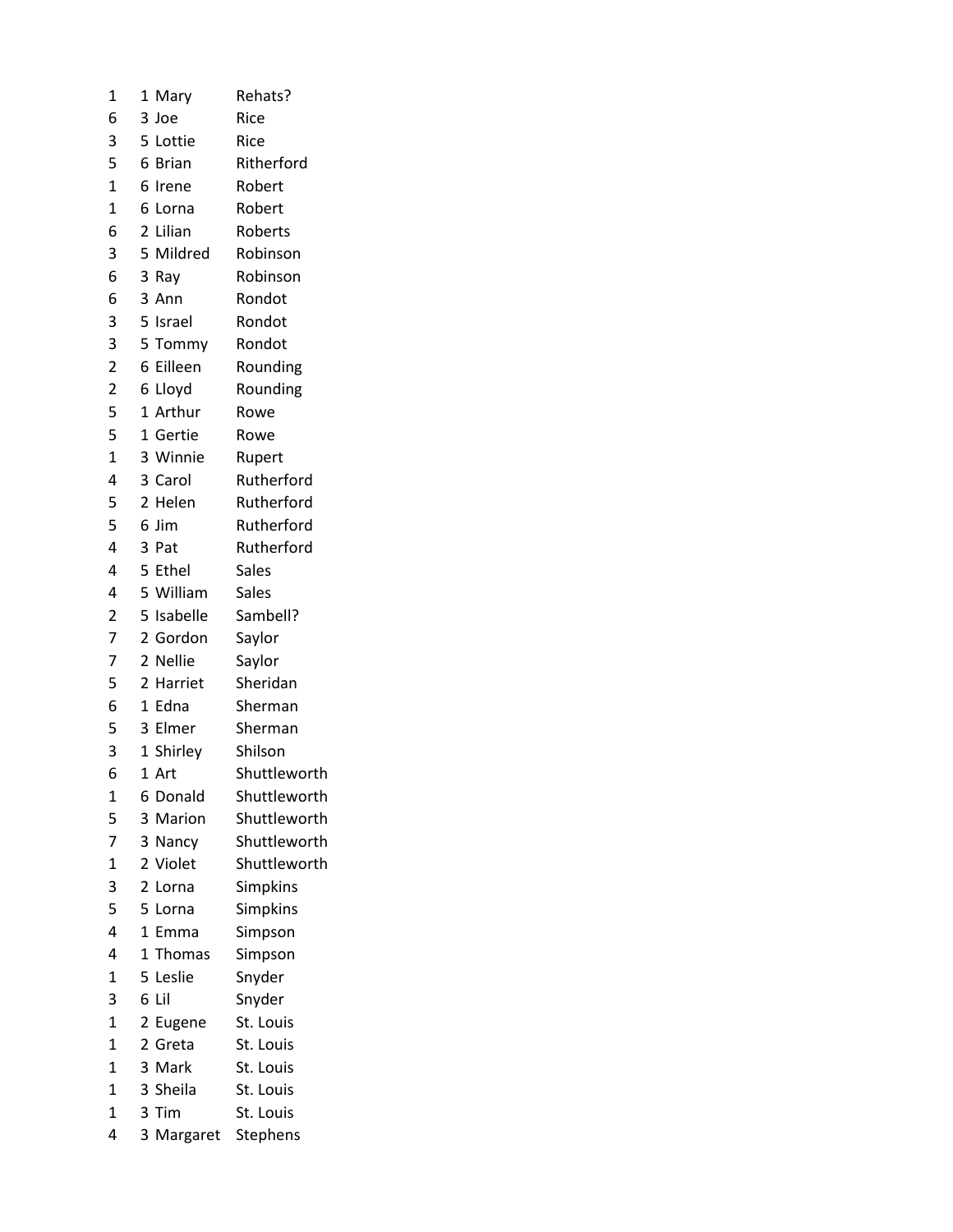| | | | |
|---|---|---|---|
| 1 | 1 | Mary | Rehats? |
| 6 | 3 | Joe | Rice |
| 3 | 5 | Lottie | Rice |
| 5 | 6 | Brian | Ritherford |
| 1 | 6 | Irene | Robert |
| 1 | 6 | Lorna | Robert |
| 6 | 2 | Lilian | Roberts |
| 3 | 5 | Mildred | Robinson |
| 6 | 3 | Ray | Robinson |
| 6 | 3 | Ann | Rondot |
| 3 | 5 | Israel | Rondot |
| 3 | 5 | Tommy | Rondot |
| 2 | 6 | Eilleen | Rounding |
| 2 | 6 | Lloyd | Rounding |
| 5 | 1 | Arthur | Rowe |
| 5 | 1 | Gertie | Rowe |
| 1 | 3 | Winnie | Rupert |
| 4 | 3 | Carol | Rutherford |
| 5 | 2 | Helen | Rutherford |
| 5 | 6 | Jim | Rutherford |
| 4 | 3 | Pat | Rutherford |
| 4 | 5 | Ethel | Sales |
| 4 | 5 | William | Sales |
| 2 | 5 | Isabelle | Sambell? |
| 7 | 2 | Gordon | Saylor |
| 7 | 2 | Nellie | Saylor |
| 5 | 2 | Harriet | Sheridan |
| 6 | 1 | Edna | Sherman |
| 5 | 3 | Elmer | Sherman |
| 3 | 1 | Shirley | Shilson |
| 6 | 1 | Art | Shuttleworth |
| 1 | 6 | Donald | Shuttleworth |
| 5 | 3 | Marion | Shuttleworth |
| 7 | 3 | Nancy | Shuttleworth |
| 1 | 2 | Violet | Shuttleworth |
| 3 | 2 | Lorna | Simpkins |
| 5 | 5 | Lorna | Simpkins |
| 4 | 1 | Emma | Simpson |
| 4 | 1 | Thomas | Simpson |
| 1 | 5 | Leslie | Snyder |
| 3 | 6 | Lil | Snyder |
| 1 | 2 | Eugene | St. Louis |
| 1 | 2 | Greta | St. Louis |
| 1 | 3 | Mark | St. Louis |
| 1 | 3 | Sheila | St. Louis |
| 1 | 3 | Tim | St. Louis |
| 4 | 3 | Margaret | Stephens |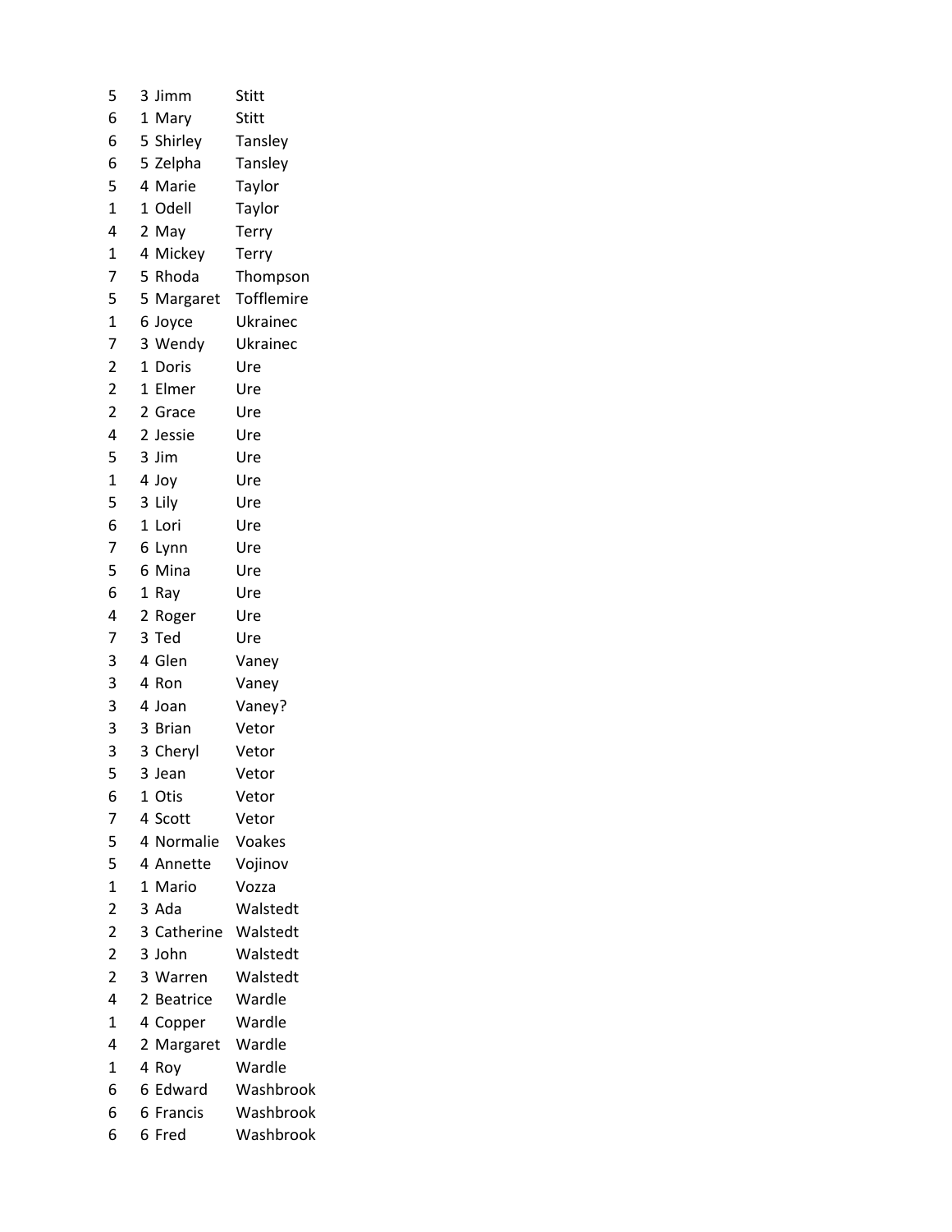| | | | |
|---|---|---|---|
| 5 | 3 | Jimm | Stitt |
| 6 | 1 | Mary | Stitt |
| 6 | 5 | Shirley | Tansley |
| 6 | 5 | Zelpha | Tansley |
| 5 | 4 | Marie | Taylor |
| 1 | 1 | Odell | Taylor |
| 4 | 2 | May | Terry |
| 1 | 4 | Mickey | Terry |
| 7 | 5 | Rhoda | Thompson |
| 5 | 5 | Margaret | Tofflemire |
| 1 | 6 | Joyce | Ukrainec |
| 7 | 3 | Wendy | Ukrainec |
| 2 | 1 | Doris | Ure |
| 2 | 1 | Elmer | Ure |
| 2 | 2 | Grace | Ure |
| 4 | 2 | Jessie | Ure |
| 5 | 3 | Jim | Ure |
| 1 | 4 | Joy | Ure |
| 5 | 3 | Lily | Ure |
| 6 | 1 | Lori | Ure |
| 7 | 6 | Lynn | Ure |
| 5 | 6 | Mina | Ure |
| 6 | 1 | Ray | Ure |
| 4 | 2 | Roger | Ure |
| 7 | 3 | Ted | Ure |
| 3 | 4 | Glen | Vaney |
| 3 | 4 | Ron | Vaney |
| 3 | 4 | Joan | Vaney? |
| 3 | 3 | Brian | Vetor |
| 3 | 3 | Cheryl | Vetor |
| 5 | 3 | Jean | Vetor |
| 6 | 1 | Otis | Vetor |
| 7 | 4 | Scott | Vetor |
| 5 | 4 | Normalie | Voakes |
| 5 | 4 | Annette | Vojinov |
| 1 | 1 | Mario | Vozza |
| 2 | 3 | Ada | Walstedt |
| 2 | 3 | Catherine | Walstedt |
| 2 | 3 | John | Walstedt |
| 2 | 3 | Warren | Walstedt |
| 4 | 2 | Beatrice | Wardle |
| 1 | 4 | Copper | Wardle |
| 4 | 2 | Margaret | Wardle |
| 1 | 4 | Roy | Wardle |
| 6 | 6 | Edward | Washbrook |
| 6 | 6 | Francis | Washbrook |
| 6 | 6 | Fred | Washbrook |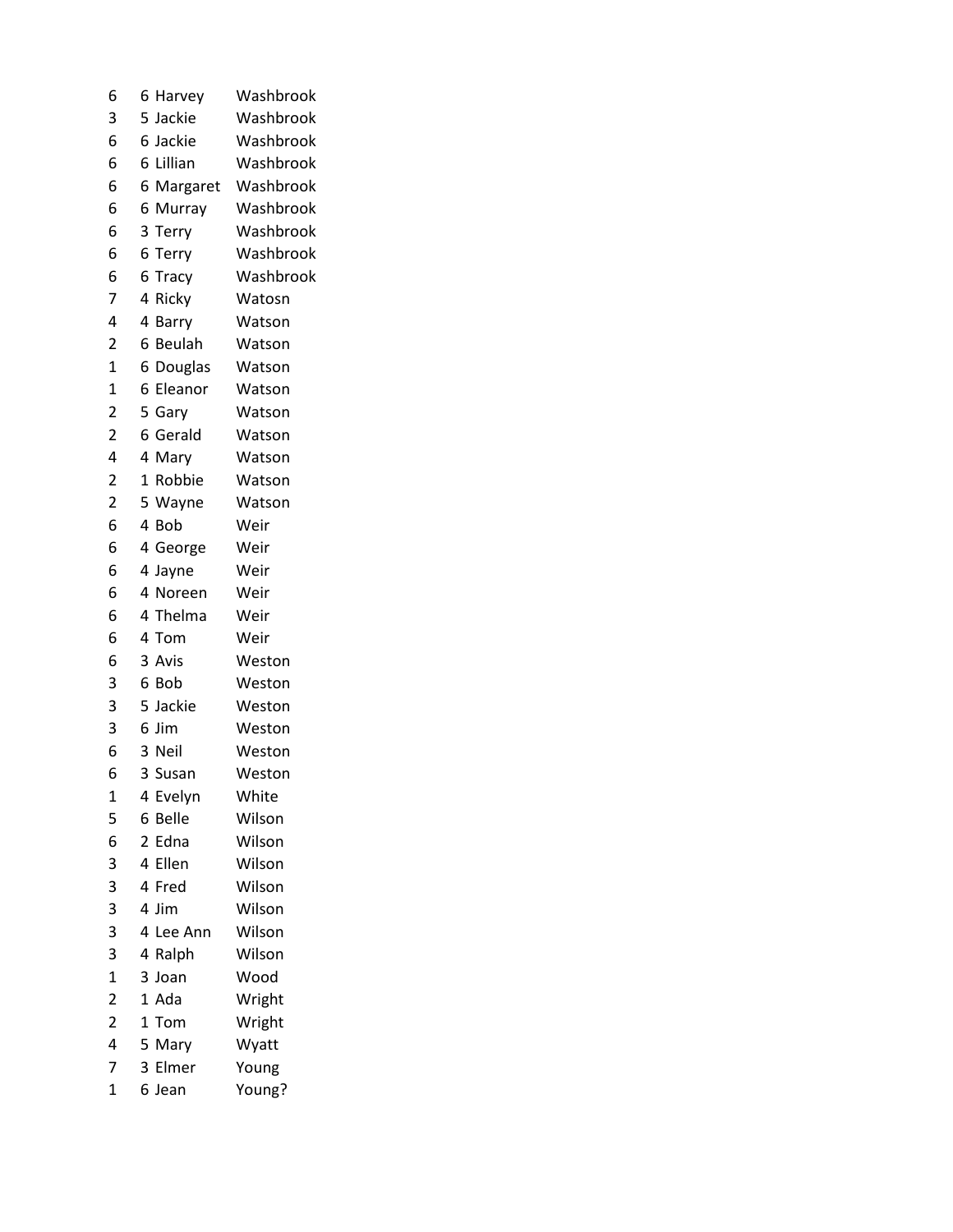| | | | |
|---|---|---|---|
| 6 | 6 | Harvey | Washbrook |
| 3 | 5 | Jackie | Washbrook |
| 6 | 6 | Jackie | Washbrook |
| 6 | 6 | Lillian | Washbrook |
| 6 | 6 | Margaret | Washbrook |
| 6 | 6 | Murray | Washbrook |
| 6 | 3 | Terry | Washbrook |
| 6 | 6 | Terry | Washbrook |
| 6 | 6 | Tracy | Washbrook |
| 7 | 4 | Ricky | Watosn |
| 4 | 4 | Barry | Watson |
| 2 | 6 | Beulah | Watson |
| 1 | 6 | Douglas | Watson |
| 1 | 6 | Eleanor | Watson |
| 2 | 5 | Gary | Watson |
| 2 | 6 | Gerald | Watson |
| 4 | 4 | Mary | Watson |
| 2 | 1 | Robbie | Watson |
| 2 | 5 | Wayne | Watson |
| 6 | 4 | Bob | Weir |
| 6 | 4 | George | Weir |
| 6 | 4 | Jayne | Weir |
| 6 | 4 | Noreen | Weir |
| 6 | 4 | Thelma | Weir |
| 6 | 4 | Tom | Weir |
| 6 | 3 | Avis | Weston |
| 3 | 6 | Bob | Weston |
| 3 | 5 | Jackie | Weston |
| 3 | 6 | Jim | Weston |
| 6 | 3 | Neil | Weston |
| 6 | 3 | Susan | Weston |
| 1 | 4 | Evelyn | White |
| 5 | 6 | Belle | Wilson |
| 6 | 2 | Edna | Wilson |
| 3 | 4 | Ellen | Wilson |
| 3 | 4 | Fred | Wilson |
| 3 | 4 | Jim | Wilson |
| 3 | 4 | Lee Ann | Wilson |
| 3 | 4 | Ralph | Wilson |
| 1 | 3 | Joan | Wood |
| 2 | 1 | Ada | Wright |
| 2 | 1 | Tom | Wright |
| 4 | 5 | Mary | Wyatt |
| 7 | 3 | Elmer | Young |
| 1 | 6 | Jean | Young? |